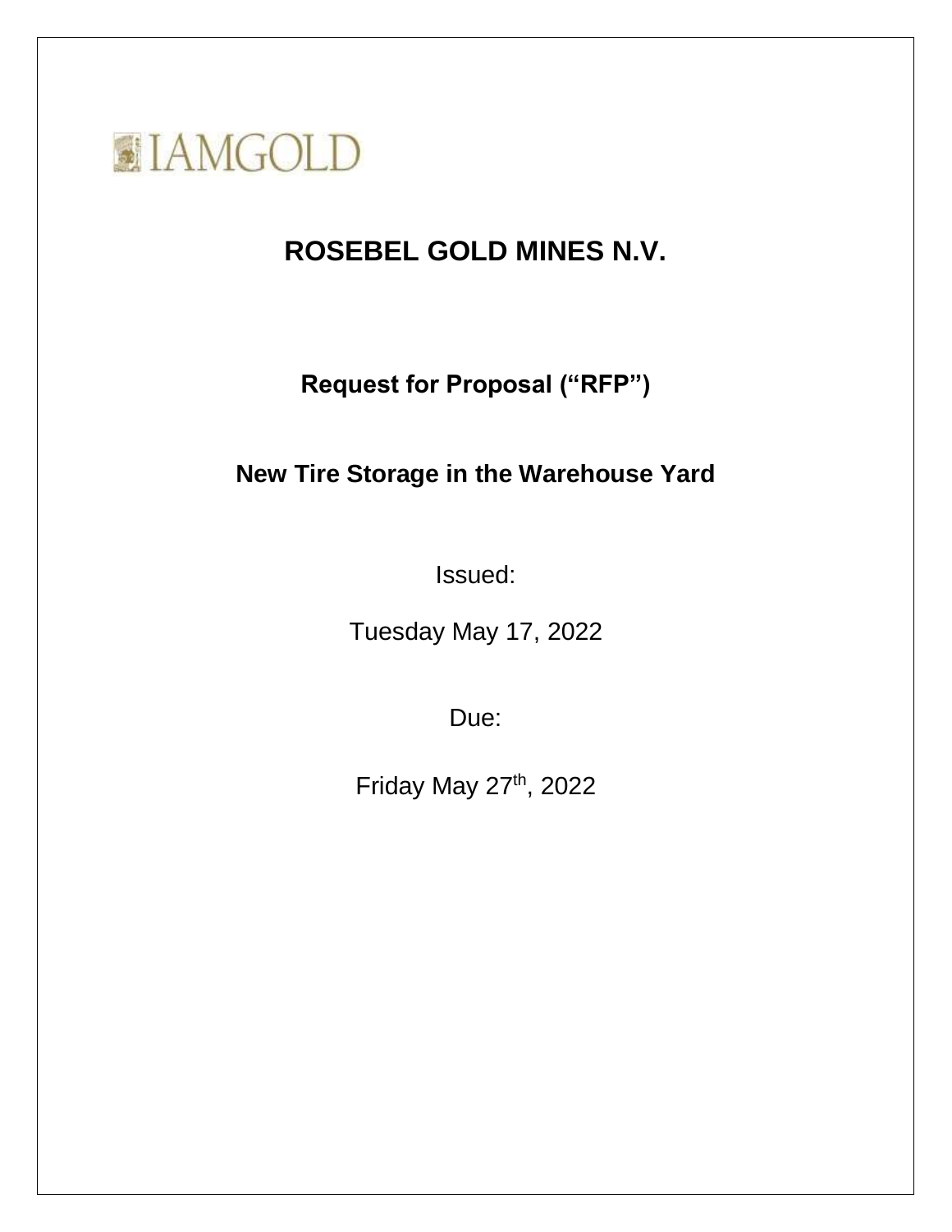IAMGOLD

# ROSEBEL GOLD MINES N.V.

## Request for Proposal ("RFP")

## New Tire Storage in the Warehouse Yard

Issued:

Tuesday May 17, 2022

Due:

Friday May 27th, 2022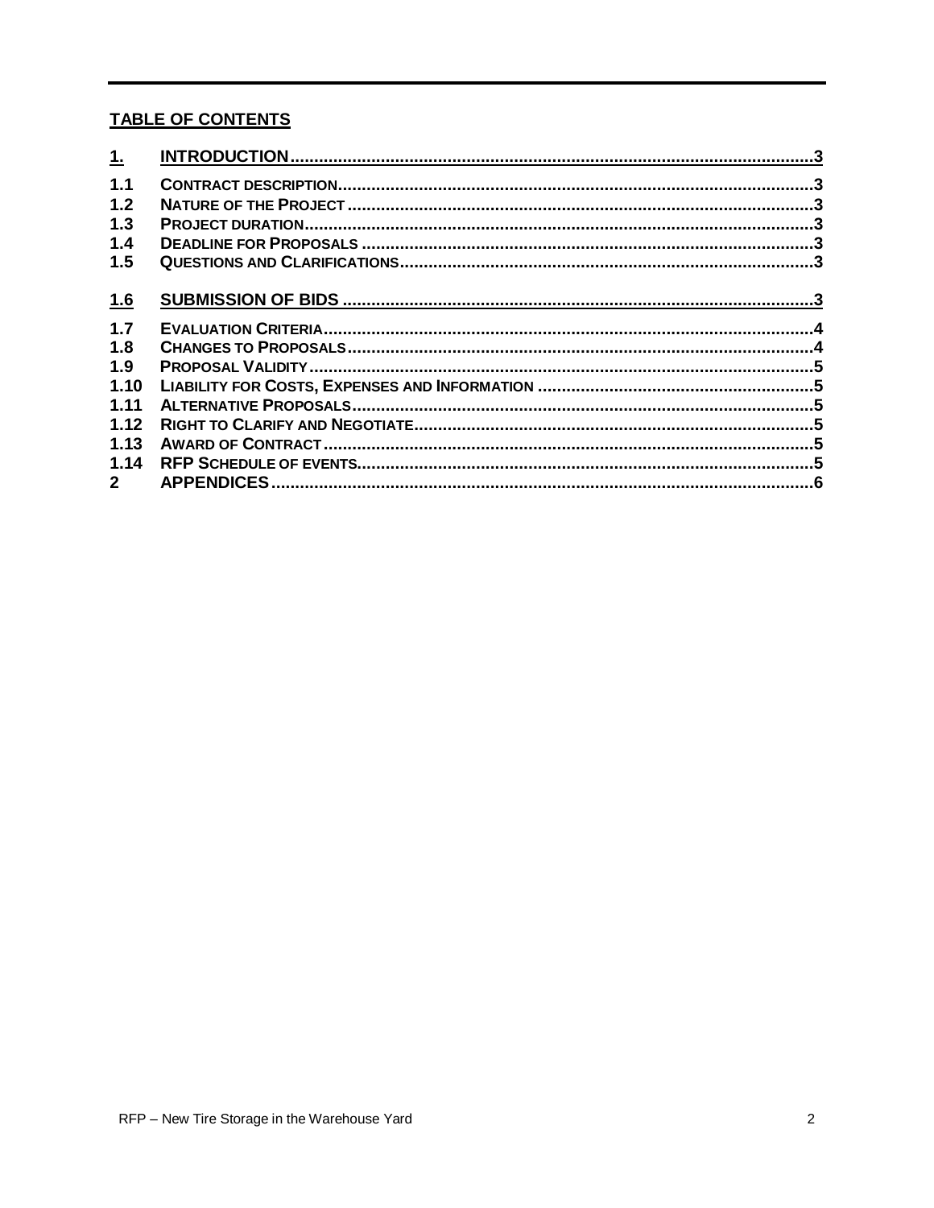**TABLE OF CONTENTS**

| | | |
|---|---|---|
| **1.** | **INTRODUCTION** | **3** |
| **1.1** | **CONTRACT DESCRIPTION** | **3** |
| **1.2** | **NATURE OF THE PROJECT** | **3** |
| **1.3** | **PROJECT DURATION** | **3** |
| **1.4** | **DEADLINE FOR PROPOSALS** | **3** |
| **1.5** | **QUESTIONS AND CLARIFICATIONS** | **3** |
| **1.6** | **SUBMISSION OF BIDS** | **3** |
| **1.7** | **EVALUATION CRITERIA** | **4** |
| **1.8** | **CHANGES TO PROPOSALS** | **4** |
| **1.9** | **PROPOSAL VALIDITY** | **5** |
| **1.10** | **LIABILITY FOR COSTS, EXPENSES AND INFORMATION** | **5** |
| **1.11** | **ALTERNATIVE PROPOSALS** | **5** |
| **1.12** | **RIGHT TO CLARIFY AND NEGOTIATE** | **5** |
| **1.13** | **AWARD OF CONTRACT** | **5** |
| **1.14** | **RFP SCHEDULE OF EVENTS** | **5** |
| **2** | **APPENDICES** | **6** |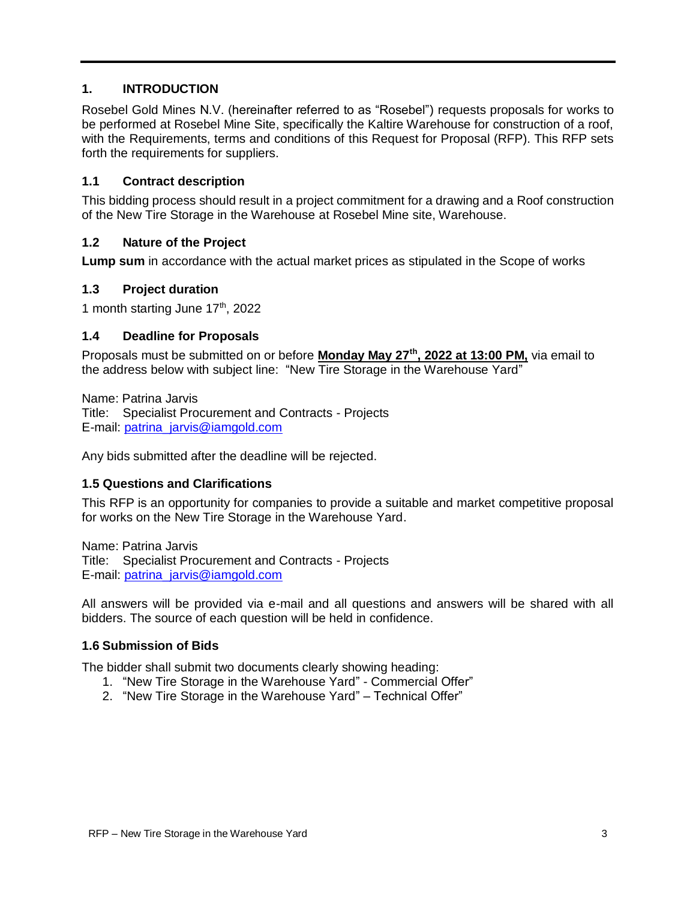## 1. INTRODUCTION

Rosebel Gold Mines N.V. (hereinafter referred to as "Rosebel") requests proposals for works to be performed at Rosebel Mine Site, specifically the Kaltire Warehouse for construction of a roof, with the Requirements, terms and conditions of this Request for Proposal (RFP). This RFP sets forth the requirements for suppliers.

### 1.1 Contract description

This bidding process should result in a project commitment for a drawing and a Roof construction of the New Tire Storage in the Warehouse at Rosebel Mine site, Warehouse.

### 1.2 Nature of the Project

**Lump sum** in accordance with the actual market prices as stipulated in the Scope of works

### 1.3 Project duration

1 month starting June 17th, 2022

### 1.4 Deadline for Proposals

Proposals must be submitted on or before **Monday May 27th, 2022 at 13:00 PM,** via email to the address below with subject line: "New Tire Storage in the Warehouse Yard"

Name: Patrina Jarvis
Title: Specialist Procurement and Contracts - Projects
E-mail: patrina_jarvis@iamgold.com

Any bids submitted after the deadline will be rejected.

### 1.5 Questions and Clarifications

This RFP is an opportunity for companies to provide a suitable and market competitive proposal for works on the New Tire Storage in the Warehouse Yard.

Name: Patrina Jarvis
Title: Specialist Procurement and Contracts - Projects
E-mail: patrina_jarvis@iamgold.com

All answers will be provided via e-mail and all questions and answers will be shared with all bidders. The source of each question will be held in confidence.

### 1.6 Submission of Bids

The bidder shall submit two documents clearly showing heading:

1. "New Tire Storage in the Warehouse Yard" - Commercial Offer"
2. "New Tire Storage in the Warehouse Yard" – Technical Offer"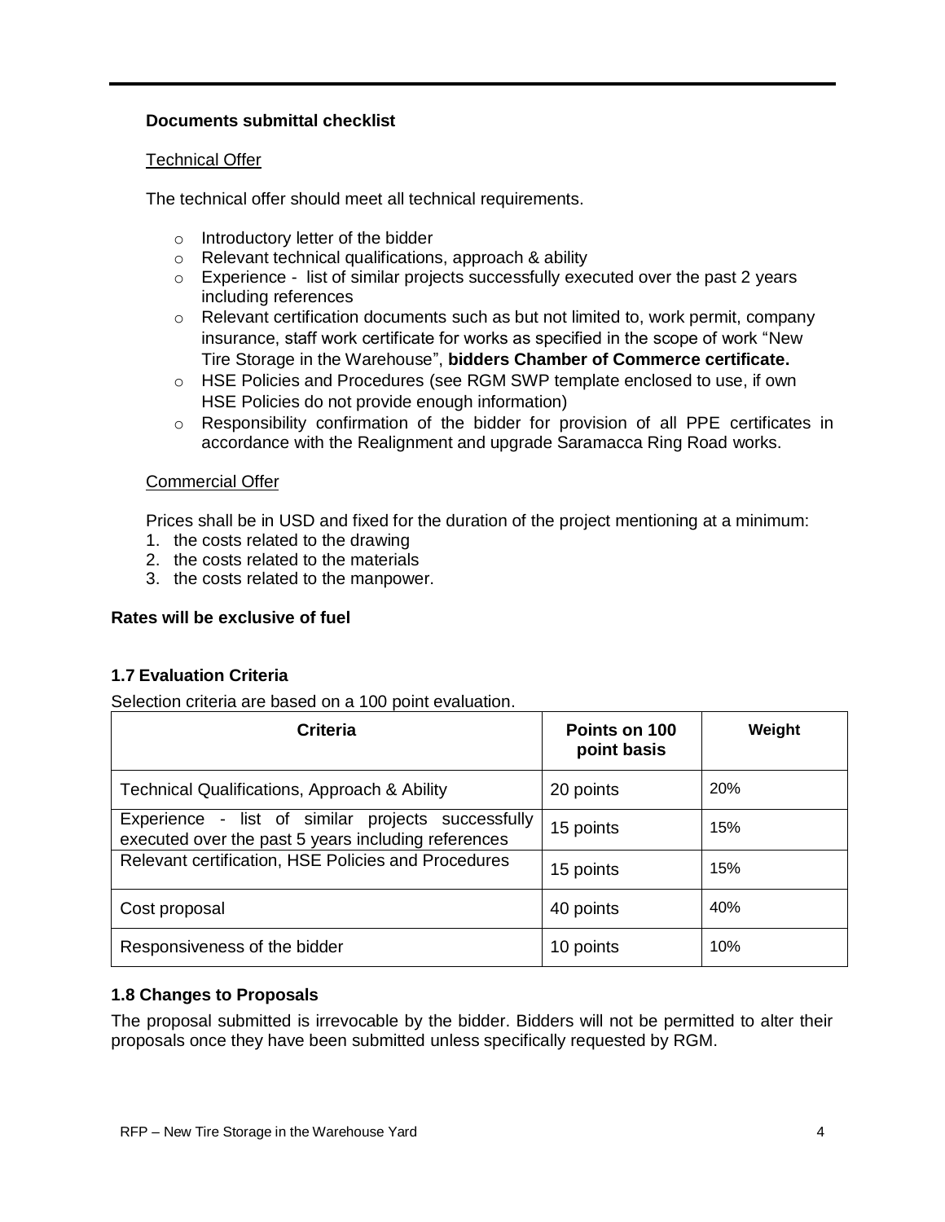**Documents submittal checklist**

Technical Offer

The technical offer should meet all technical requirements.

- Introductory letter of the bidder
- Relevant technical qualifications, approach & ability
- Experience - list of similar projects successfully executed over the past 2 years including references
- Relevant certification documents such as but not limited to, work permit, company insurance, staff work certificate for works as specified in the scope of work "New Tire Storage in the Warehouse", **bidders Chamber of Commerce certificate.**
- HSE Policies and Procedures (see RGM SWP template enclosed to use, if own HSE Policies do not provide enough information)
- Responsibility confirmation of the bidder for provision of all PPE certificates in accordance with the Realignment and upgrade Saramacca Ring Road works.

Commercial Offer

Prices shall be in USD and fixed for the duration of the project mentioning at a minimum:

1. the costs related to the drawing
2. the costs related to the materials
3. the costs related to the manpower.

**Rates will be exclusive of fuel**

### 1.7 Evaluation Criteria

Selection criteria are based on a 100 point evaluation.

| Criteria | Points on 100 point basis | Weight |
|---|---|---|
| Technical Qualifications, Approach & Ability | 20 points | 20% |
| Experience - list of similar projects successfully executed over the past 5 years including references | 15 points | 15% |
| Relevant certification, HSE Policies and Procedures | 15 points | 15% |
| Cost proposal | 40 points | 40% |
| Responsiveness of the bidder | 10 points | 10% |

### 1.8 Changes to Proposals

The proposal submitted is irrevocable by the bidder. Bidders will not be permitted to alter their proposals once they have been submitted unless specifically requested by RGM.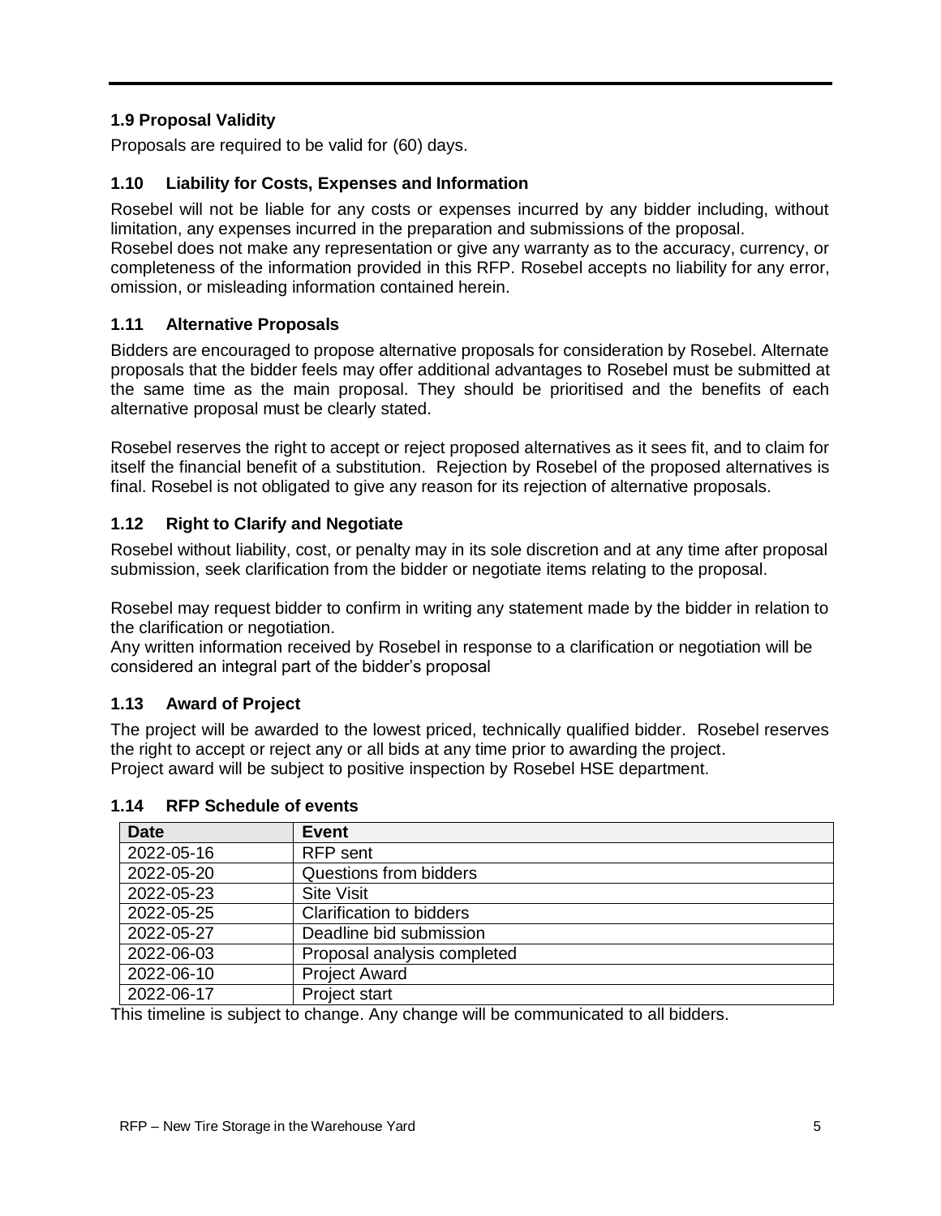### 1.9 Proposal Validity

Proposals are required to be valid for (60) days.

### 1.10 Liability for Costs, Expenses and Information

Rosebel will not be liable for any costs or expenses incurred by any bidder including, without limitation, any expenses incurred in the preparation and submissions of the proposal.
Rosebel does not make any representation or give any warranty as to the accuracy, currency, or completeness of the information provided in this RFP. Rosebel accepts no liability for any error, omission, or misleading information contained herein.

### 1.11 Alternative Proposals

Bidders are encouraged to propose alternative proposals for consideration by Rosebel. Alternate proposals that the bidder feels may offer additional advantages to Rosebel must be submitted at the same time as the main proposal. They should be prioritised and the benefits of each alternative proposal must be clearly stated.

Rosebel reserves the right to accept or reject proposed alternatives as it sees fit, and to claim for itself the financial benefit of a substitution. Rejection by Rosebel of the proposed alternatives is final. Rosebel is not obligated to give any reason for its rejection of alternative proposals.

### 1.12 Right to Clarify and Negotiate

Rosebel without liability, cost, or penalty may in its sole discretion and at any time after proposal submission, seek clarification from the bidder or negotiate items relating to the proposal.

Rosebel may request bidder to confirm in writing any statement made by the bidder in relation to the clarification or negotiation.
Any written information received by Rosebel in response to a clarification or negotiation will be considered an integral part of the bidder's proposal

### 1.13 Award of Project

The project will be awarded to the lowest priced, technically qualified bidder. Rosebel reserves the right to accept or reject any or all bids at any time prior to awarding the project.
Project award will be subject to positive inspection by Rosebel HSE department.

### 1.14 RFP Schedule of events

| Date | Event |
|---|---|
| 2022-05-16 | RFP sent |
| 2022-05-20 | Questions from bidders |
| 2022-05-23 | Site Visit |
| 2022-05-25 | Clarification to bidders |
| 2022-05-27 | Deadline bid submission |
| 2022-06-03 | Proposal analysis completed |
| 2022-06-10 | Project Award |
| 2022-06-17 | Project start |

This timeline is subject to change. Any change will be communicated to all bidders.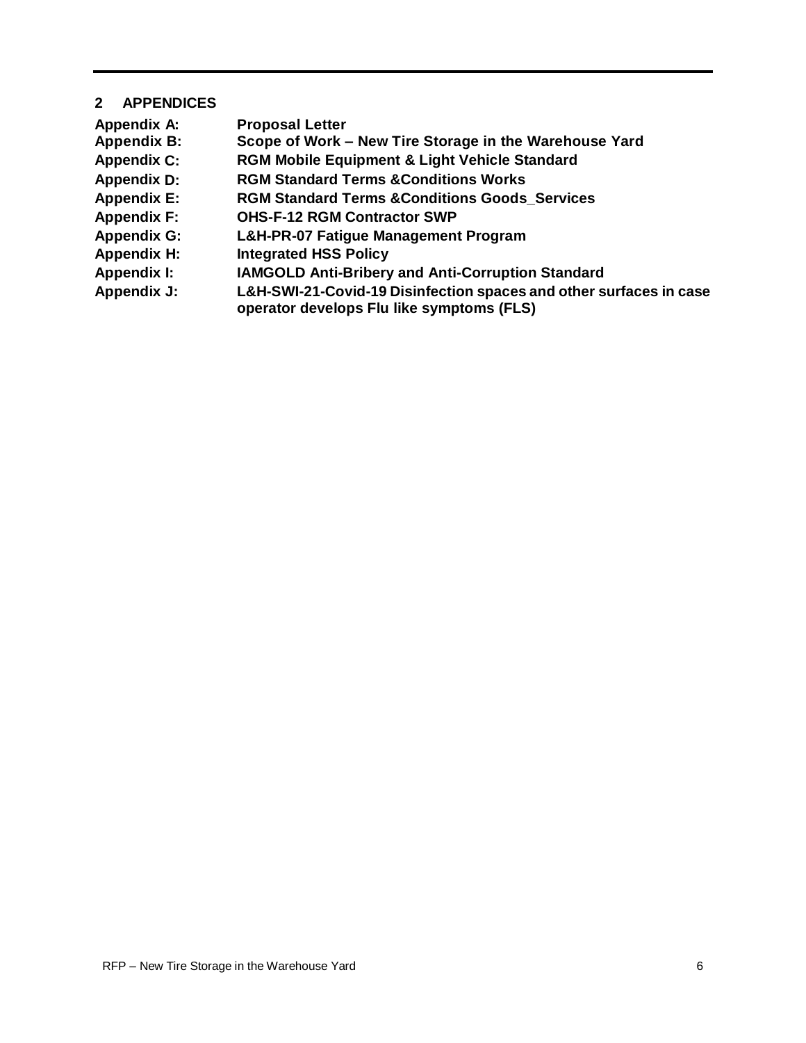## 2 APPENDICES

| | |
|---|---|
| **Appendix A:** | **Proposal Letter** |
| **Appendix B:** | **Scope of Work – New Tire Storage in the Warehouse Yard** |
| **Appendix C:** | **RGM Mobile Equipment & Light Vehicle Standard** |
| **Appendix D:** | **RGM Standard Terms &Conditions Works** |
| **Appendix E:** | **RGM Standard Terms &Conditions Goods_Services** |
| **Appendix F:** | **OHS-F-12 RGM Contractor SWP** |
| **Appendix G:** | **L&H-PR-07 Fatigue Management Program** |
| **Appendix H:** | **Integrated HSS Policy** |
| **Appendix I:** | **IAMGOLD Anti-Bribery and Anti-Corruption Standard** |
| **Appendix J:** | **L&H-SWI-21-Covid-19 Disinfection spaces and other surfaces in case operator develops Flu like symptoms (FLS)** |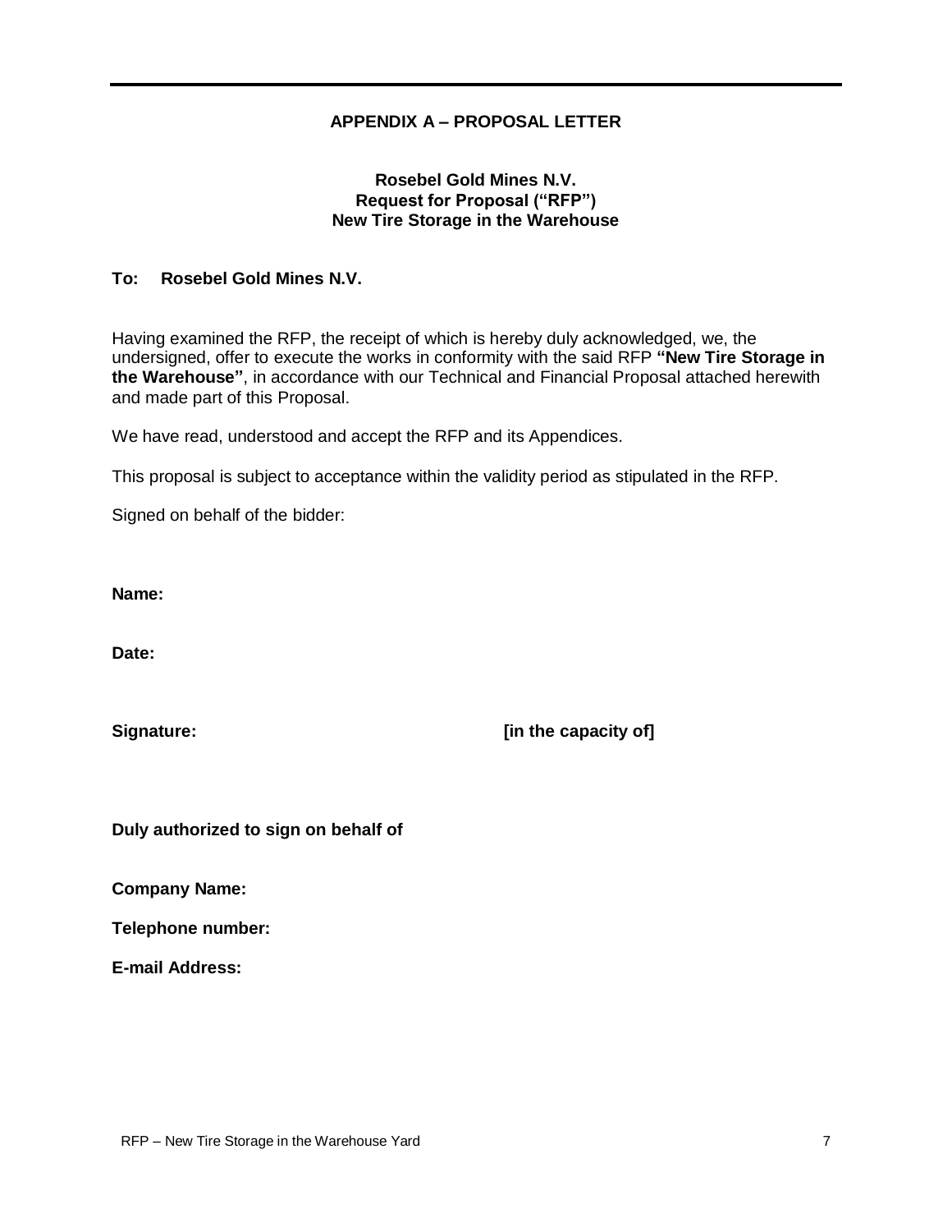## APPENDIX A – PROPOSAL LETTER

**Rosebel Gold Mines N.V.**
**Request for Proposal ("RFP")**
**New Tire Storage in the Warehouse**

**To: Rosebel Gold Mines N.V.**

Having examined the RFP, the receipt of which is hereby duly acknowledged, we, the undersigned, offer to execute the works in conformity with the said RFP **"New Tire Storage in the Warehouse"**, in accordance with our Technical and Financial Proposal attached herewith and made part of this Proposal.

We have read, understood and accept the RFP and its Appendices.

This proposal is subject to acceptance within the validity period as stipulated in the RFP.

Signed on behalf of the bidder:

**Name:**

**Date:**

**Signature:** **[in the capacity of]**

**Duly authorized to sign on behalf of**

**Company Name:**

**Telephone number:**

**E-mail Address:**